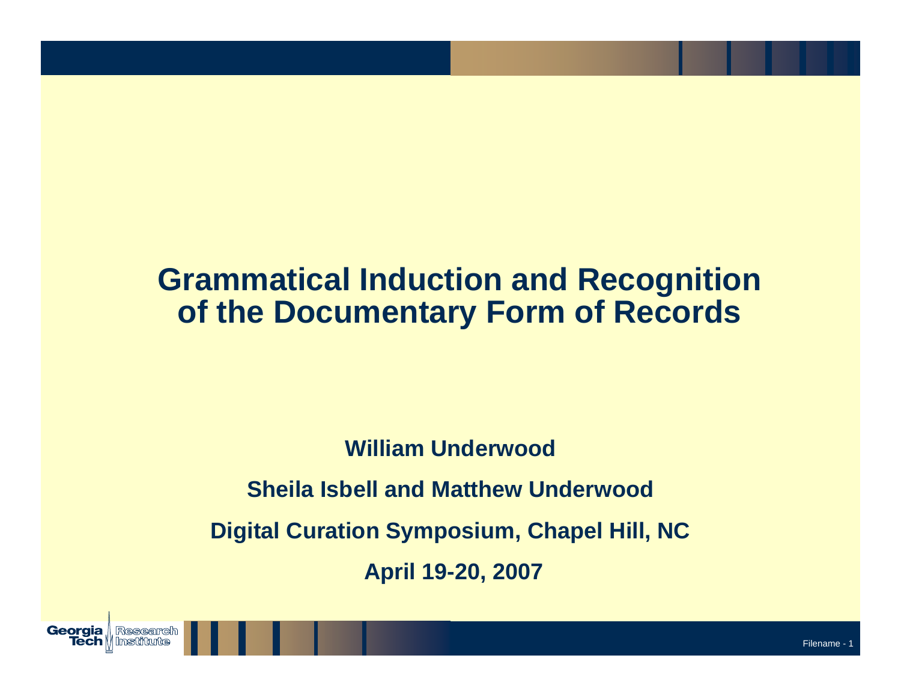# Grammatical Induction and Recognition of the Documentary Form of Records

**William Underwood**

**Sheila Isbell and Matthew Underwood**

**Digital Curation Symposium, Chapel Hill, NC**

**April 19-20, 2007**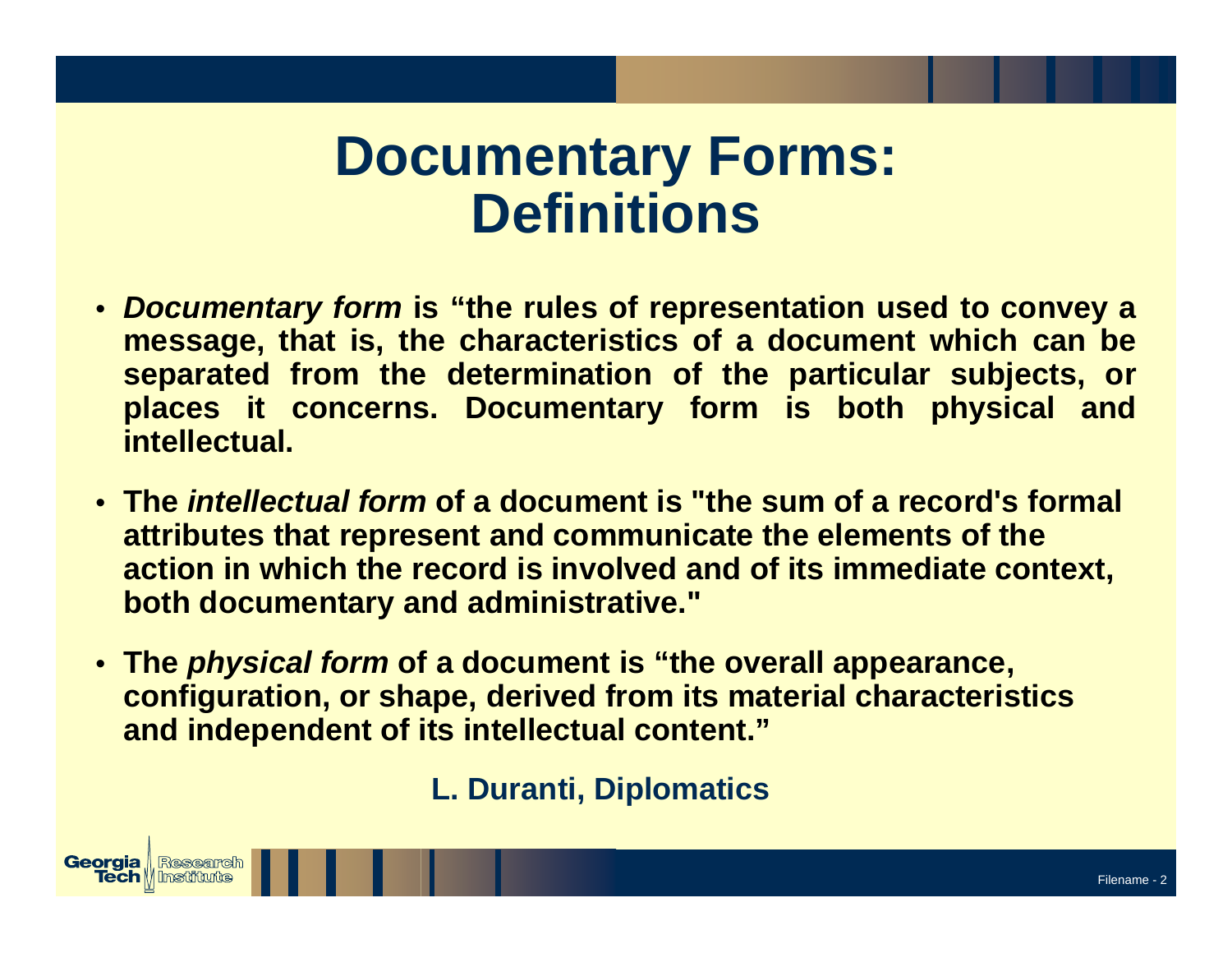# Documentary Forms: Definitions

- ***Documentary form*** **is "the rules of representation used to convey a message, that is, the characteristics of a document which can be separated from the determination of the particular subjects, or places it concerns. Documentary form is both physical and intellectual.**

- **The *intellectual form* of a document is "the sum of a record's formal attributes that represent and communicate the elements of the action in which the record is involved and of its immediate context, both documentary and administrative."**

- **The *physical form* of a document is "the overall appearance, configuration, or shape, derived from its material characteristics and independent of its intellectual content."**

**L. Duranti, Diplomatics**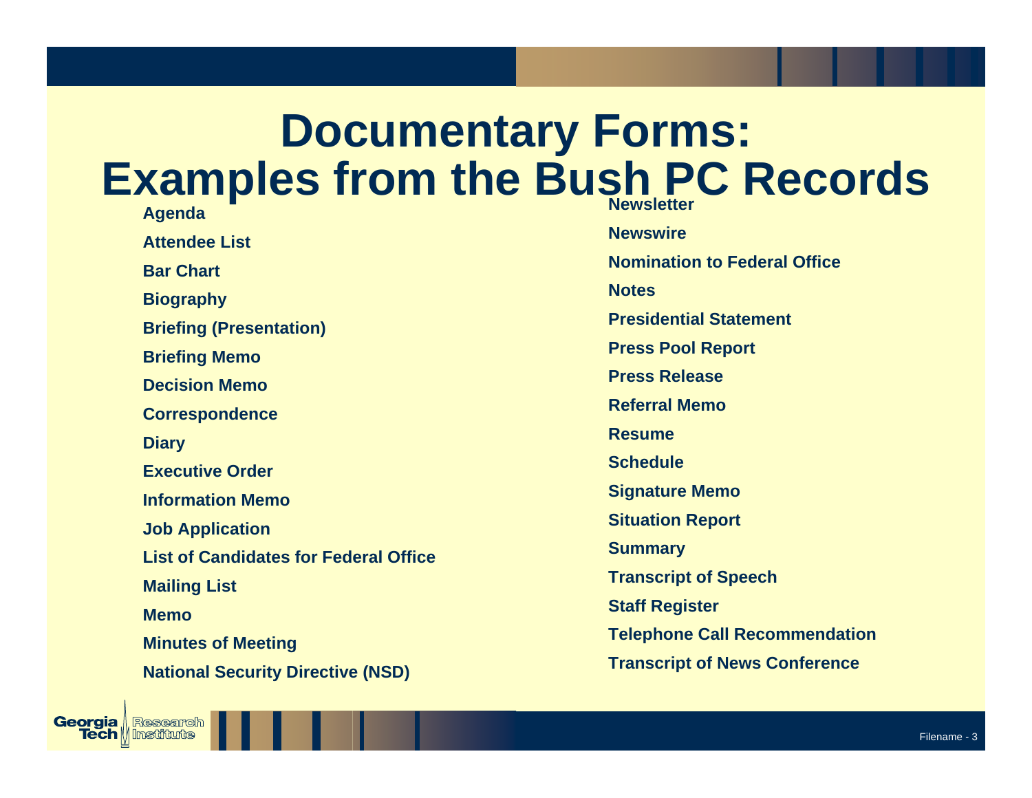# Documentary Forms: Examples from the Bush PC Records

- Agenda
- Attendee List
- Bar Chart
- Biography
- Briefing (Presentation)
- Briefing Memo
- Decision Memo
- Correspondence
- Diary
- Executive Order
- Information Memo
- Job Application
- List of Candidates for Federal Office
- Mailing List
- Memo
- Minutes of Meeting
- National Security Directive (NSD)
- Newsletter
- Newswire
- Nomination to Federal Office
- Notes
- Presidential Statement
- Press Pool Report
- Press Release
- Referral Memo
- Resume
- Schedule
- Signature Memo
- Situation Report
- Summary
- Transcript of Speech
- Staff Register
- Telephone Call Recommendation
- Transcript of News Conference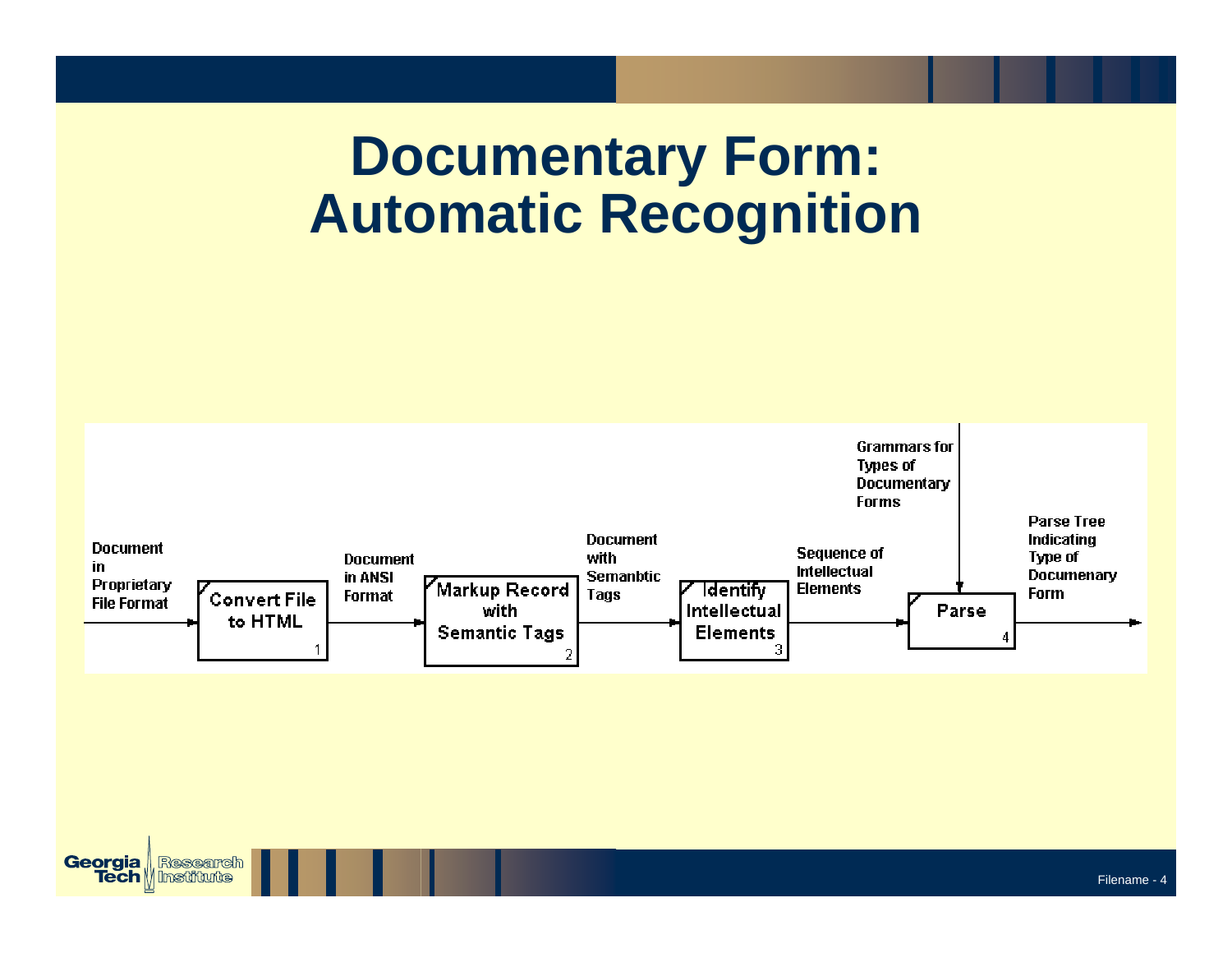# Documentary Form: Automatic Recognition

Document in Proprietary File Format → **Convert File to HTML** (1) → Document in ANSI Format → **Markup Record with Semantic Tags** (2) → Document with Semanbtic Tags → **Identify Intellectual Elements** (3) → Sequence of Intellectual Elements → **Parse** (4) → Parse Tree Indicating Type of Documenary Form

Grammars for Types of Documentary Forms → **Parse** (4)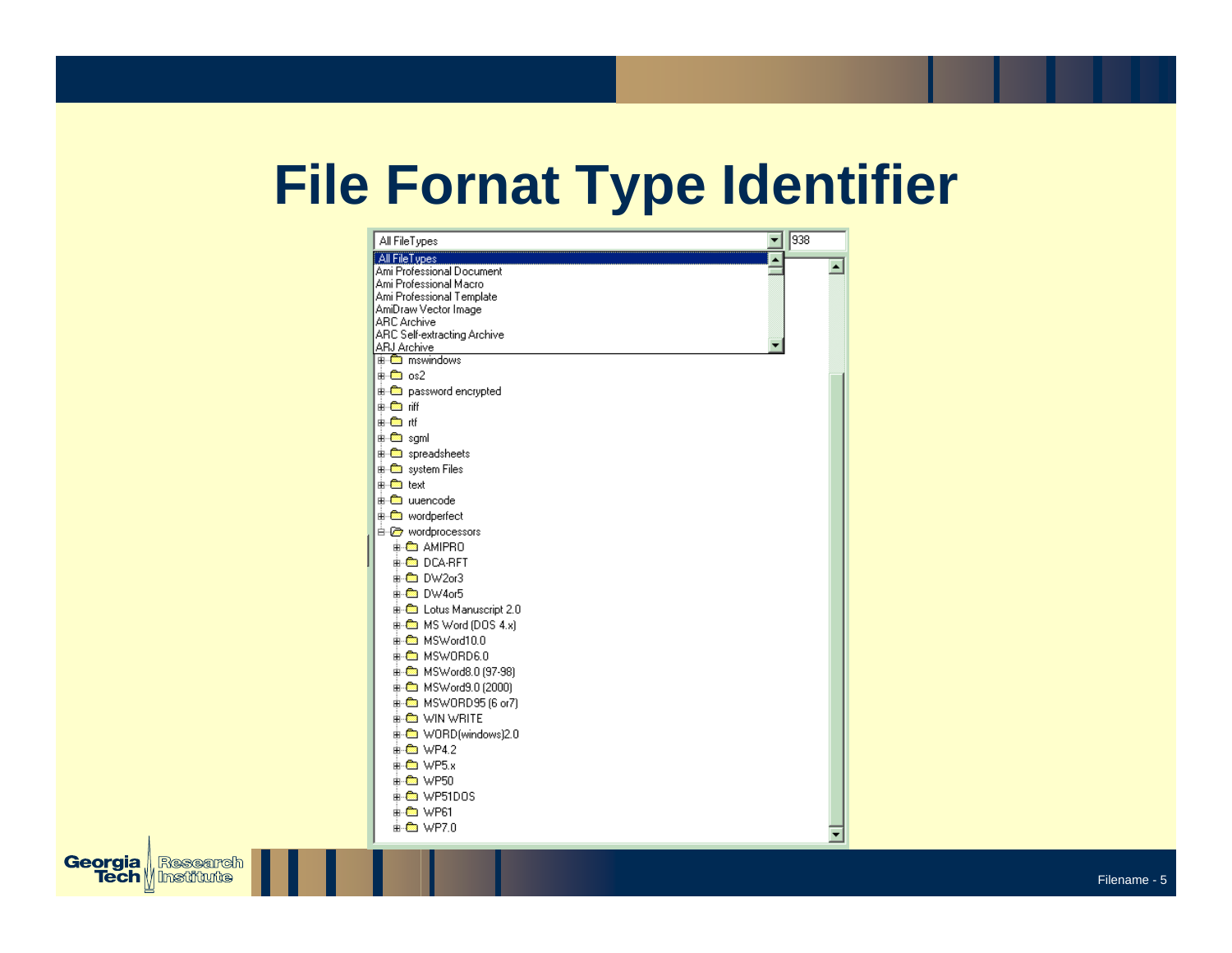# File Fornat Type Identifier

All FileTypes ▼ 938

- All FileTypes
- Ami Professional Document
- Ami Professional Macro
- Ami Professional Template
- AmiDraw Vector Image
- ARC Archive
- ARC Self-extracting Archive
- ARJ Archive

- mswindows
- os2
- password encrypted
- riff
- rtf
- sgml
- spreadsheets
- system Files
- text
- uuencode
- wordperfect
- wordprocessors
  - AMIPRO
  - DCA-RFT
  - DW2or3
  - DW4or5
  - Lotus Manuscript 2.0
  - MS Word (DOS 4.x)
  - MSWord10.0
  - MSWORD6.0
  - MSWord8.0 (97-98)
  - MSWord9.0 (2000)
  - MSWORD95 (6 or7)
  - WIN WRITE
  - WORD(windows)2.0
  - WP4.2
  - WP5.x
  - WP50
  - WP51DOS
  - WP61
  - WP7.0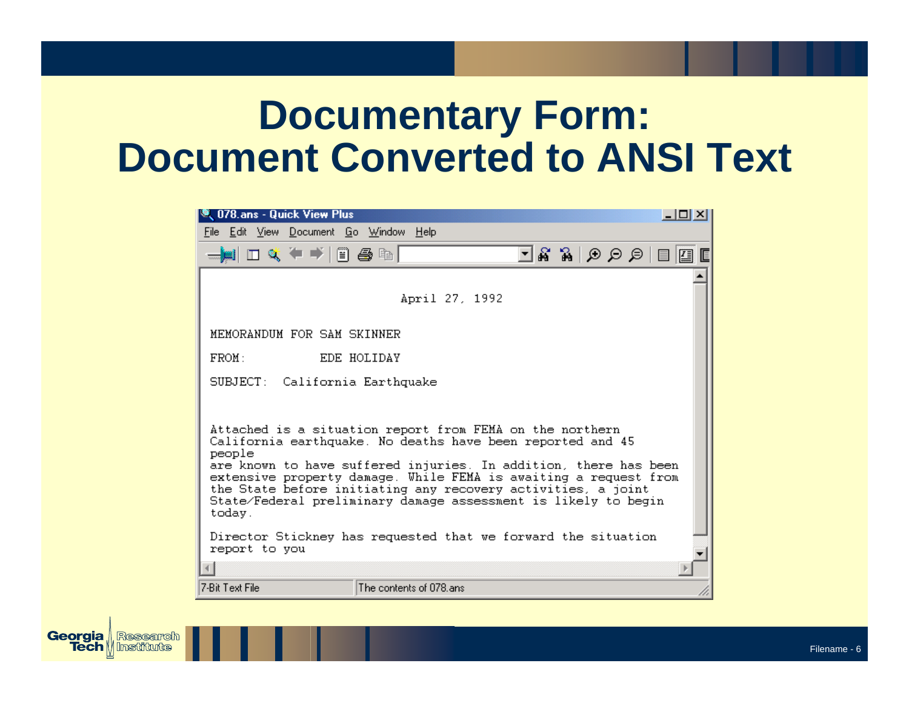# Documentary Form: Document Converted to ANSI Text

078.ans - Quick View Plus

File Edit View Document Go Window Help

```
                    April 27, 1992

MEMORANDUM FOR SAM SKINNER

FROM:          EDE HOLIDAY

SUBJECT:  California Earthquake


Attached is a situation report from FEMA on the northern
California earthquake. No deaths have been reported and 45
people
are known to have suffered injuries. In addition, there has been
extensive property damage. While FEMA is awaiting a request from
the State before initiating any recovery activities, a joint
State/Federal preliminary damage assessment is likely to begin
today.

Director Stickney has requested that we forward the situation
report to you
```

7-Bit Text File | The contents of 078.ans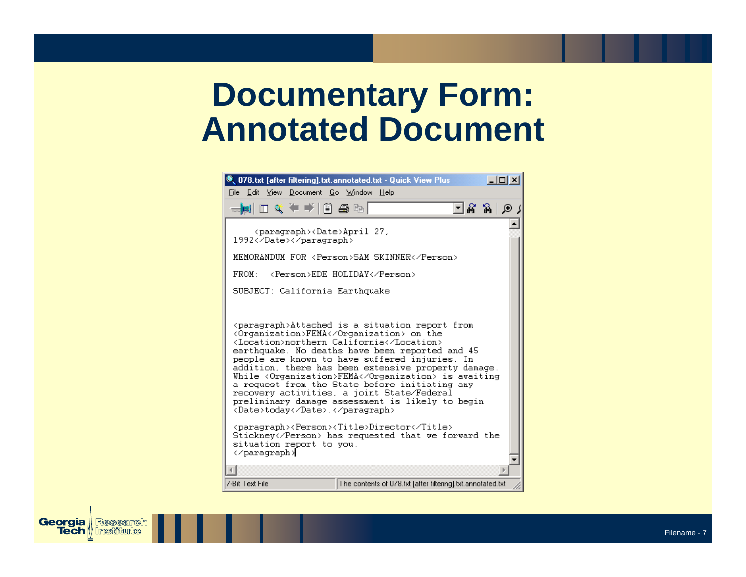# Documentary Form: Annotated Document

078.txt [after filtering].txt.annotated.txt - Quick View Plus

File Edit View Document Go Window Help

```
    <paragraph><Date>April 27,
1992</Date></paragraph>

MEMORANDUM FOR <Person>SAM SKINNER</Person>

FROM:  <Person>EDE HOLIDAY</Person>

SUBJECT: California Earthquake


<paragraph>Attached is a situation report from
<Organization>FEMA</Organization> on the
<Location>northern California</Location>
earthquake. No deaths have been reported and 45
people are known to have suffered injuries. In
addition, there has been extensive property damage.
While <Organization>FEMA</Organization> is awaiting
a request from the State before initiating any
recovery activities, a joint State/Federal
preliminary damage assessment is likely to begin
<Date>today</Date>.</paragraph>

<paragraph><Person><Title>Director</Title>
Stickney</Person> has requested that we forward the
situation report to you.
</paragraph>
```

7-Bit Text File | The contents of 078.txt [after filtering].txt.annotated.txt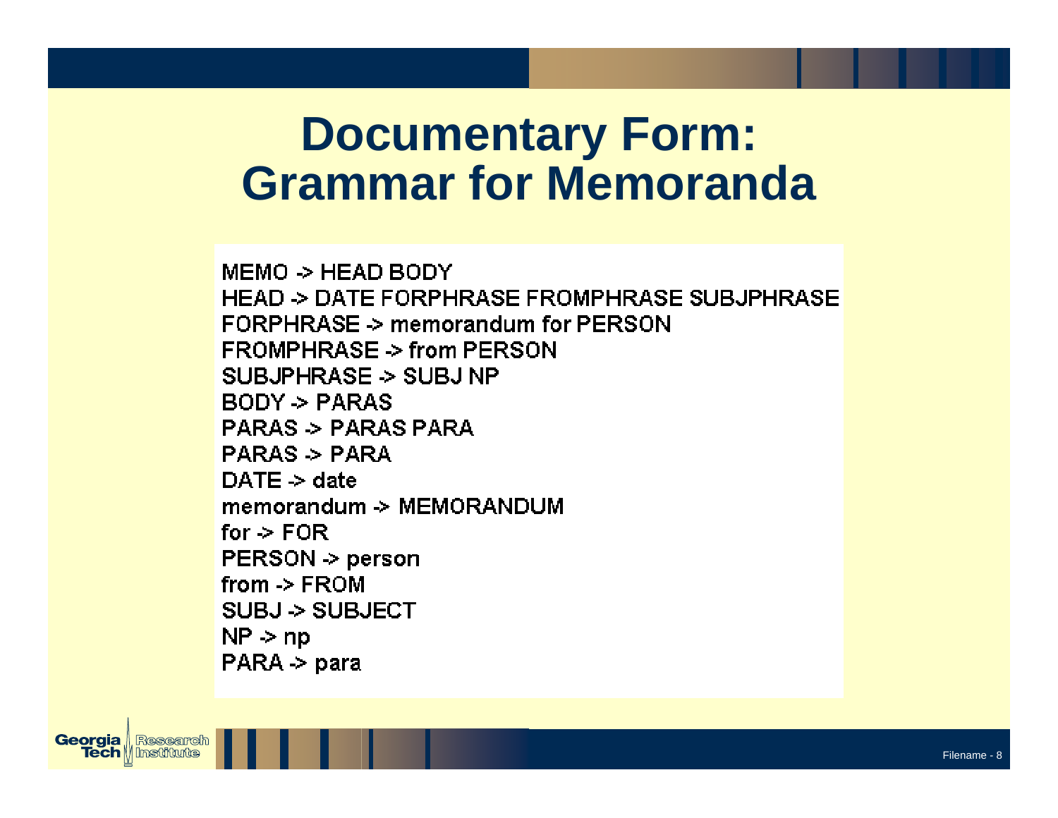# Documentary Form: Grammar for Memoranda

```
MEMO -> HEAD BODY
HEAD -> DATE FORPHRASE FROMPHRASE SUBJPHRASE
FORPHRASE -> memorandum for PERSON
FROMPHRASE -> from PERSON
SUBJPHRASE -> SUBJ NP
BODY -> PARAS
PARAS -> PARAS PARA
PARAS -> PARA
DATE -> date
memorandum -> MEMORANDUM
for -> FOR
PERSON -> person
from -> FROM
SUBJ -> SUBJECT
NP -> np
PARA -> para
```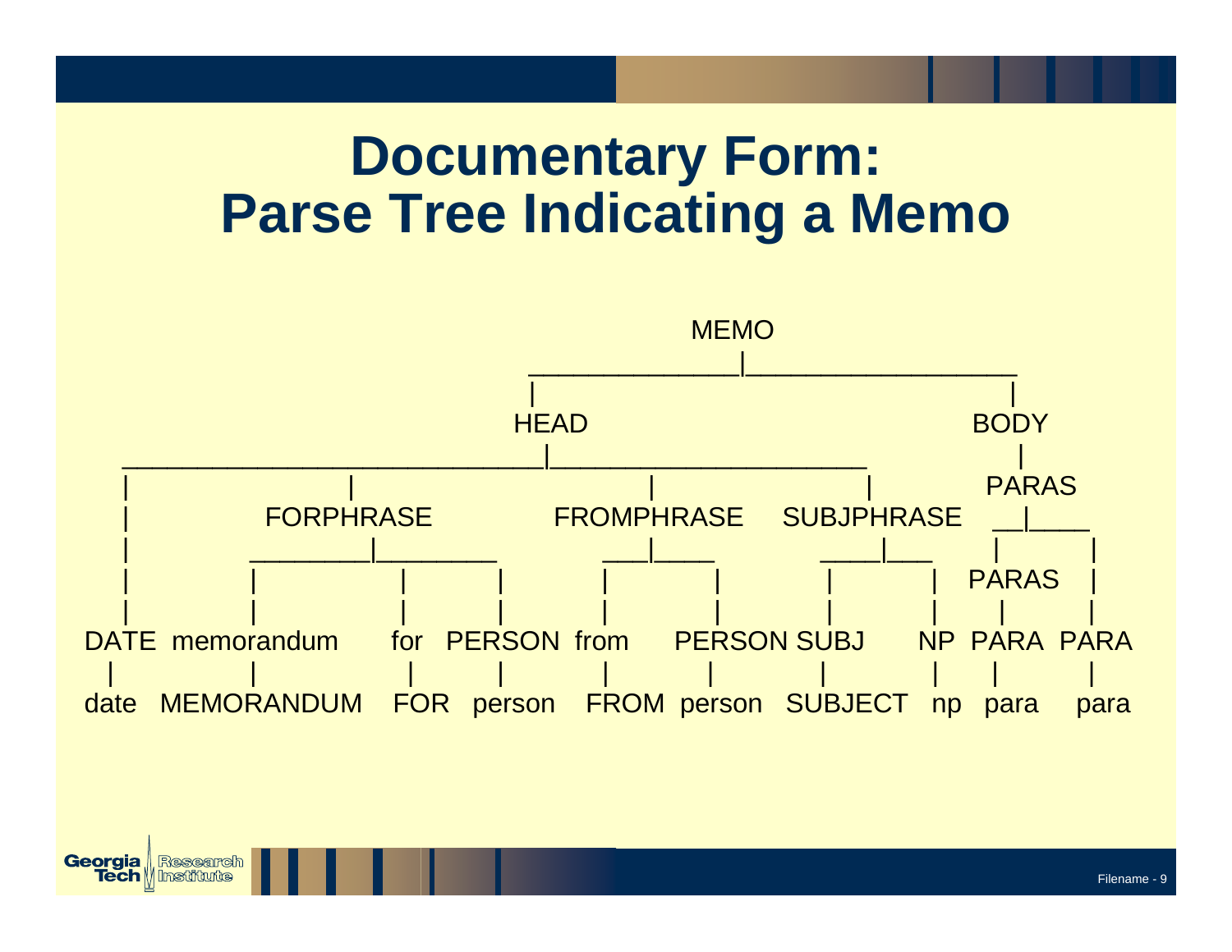# Documentary Form: Parse Tree Indicating a Memo

```
                                                MEMO
                                   _____________|_________________
                                  |                               |
                                 HEAD                            BODY
        _________________________|____________________            |
       |              |                   |             |        PARAS
       |          FORPHRASE         FROMPHRASE   SUBJPHRASE    __|____
       |          ________|________      ___|____      ____|___    |      |
       |        |         |      |      |       |      |       |  PARAS   |
       |        |         |      |      |       |      |       |   |      |
DATE  memorandum    for  PERSON from   PERSON SUBJ     NP  PARA  PARA
  |        |          |      |      |       |      |       |    |      |
date  MEMORANDUM   FOR  person  FROM  person SUBJECT   np  para   para
```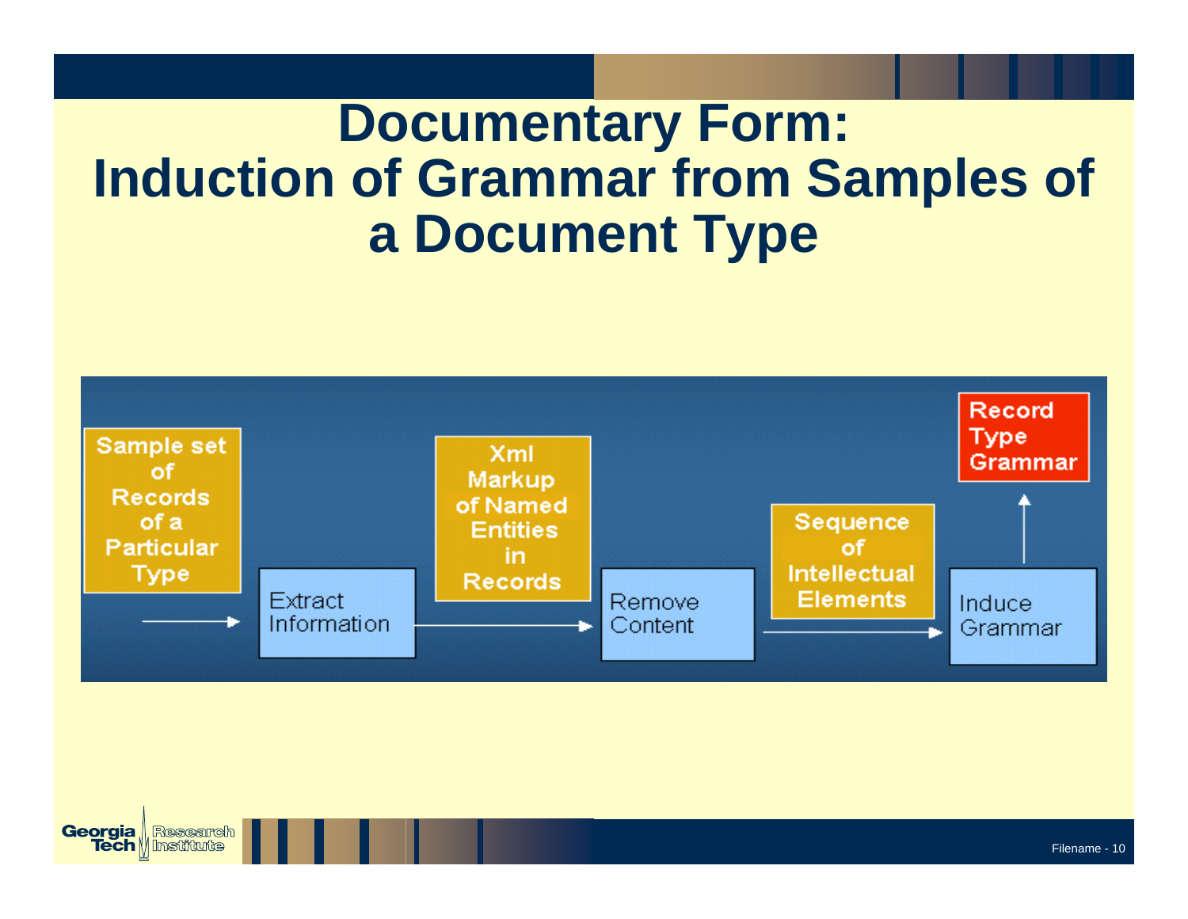# Documentary Form: Induction of Grammar from Samples of a Document Type

Sample set of Records of a Particular Type → Extract Information → Xml Markup of Named Entities in Records → Remove Content → Sequence of Intellectual Elements → Induce Grammar → Record Type Grammar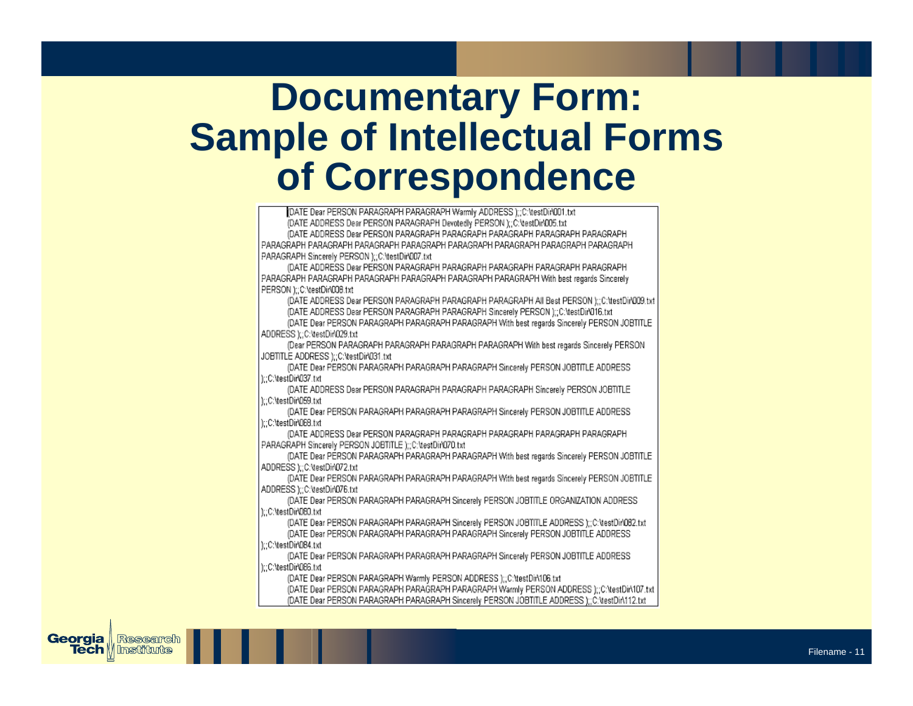# Documentary Form: Sample of Intellectual Forms of Correspondence

```
(DATE Dear PERSON PARAGRAPH PARAGRAPH Warmly ADDRESS );;C:\testDir\001.txt
(DATE ADDRESS Dear PERSON PARAGRAPH Devotedly PERSON );;C:\testDir\005.txt
(DATE ADDRESS Dear PERSON PARAGRAPH PARAGRAPH PARAGRAPH PARAGRAPH PARAGRAPH PARAGRAPH PARAGRAPH PARAGRAPH PARAGRAPH PARAGRAPH PARAGRAPH PARAGRAPH PARAGRAPH PARAGRAPH Sincerely PERSON );;C:\testDir\007.txt
(DATE ADDRESS Dear PERSON PARAGRAPH PARAGRAPH PARAGRAPH PARAGRAPH PARAGRAPH PARAGRAPH PARAGRAPH PARAGRAPH PARAGRAPH PARAGRAPH PARAGRAPH With best regards Sincerely PERSON );;C:\testDir\008.txt
(DATE ADDRESS Dear PERSON PARAGRAPH PARAGRAPH PARAGRAPH All Best PERSON );;C:\testDir\009.txt
(DATE ADDRESS Dear PERSON PARAGRAPH PARAGRAPH Sincerely PERSON );;C:\testDir\016.txt
(DATE Dear PERSON PARAGRAPH PARAGRAPH PARAGRAPH With best regards Sincerely PERSON JOBTITLE ADDRESS );;C:\testDir\029.txt
(Dear PERSON PARAGRAPH PARAGRAPH PARAGRAPH PARAGRAPH With best regards Sincerely PERSON JOBTITLE ADDRESS );;C:\testDir\031.txt
(DATE Dear PERSON PARAGRAPH PARAGRAPH PARAGRAPH Sincerely PERSON JOBTITLE ADDRESS );;C:\testDir\037.txt
(DATE ADDRESS Dear PERSON PARAGRAPH PARAGRAPH PARAGRAPH Sincerely PERSON JOBTITLE );;C:\testDir\059.txt
(DATE Dear PERSON PARAGRAPH PARAGRAPH PARAGRAPH Sincerely PERSON JOBTITLE ADDRESS );;C:\testDir\068.txt
(DATE ADDRESS Dear PERSON PARAGRAPH PARAGRAPH PARAGRAPH PARAGRAPH PARAGRAPH PARAGRAPH Sincerely PERSON JOBTITLE );;C:\testDir\070.txt
(DATE Dear PERSON PARAGRAPH PARAGRAPH PARAGRAPH With best regards Sincerely PERSON JOBTITLE ADDRESS );;C:\testDir\072.txt
(DATE Dear PERSON PARAGRAPH PARAGRAPH PARAGRAPH With best regards Sincerely PERSON JOBTITLE ADDRESS );;C:\testDir\076.txt
(DATE Dear PERSON PARAGRAPH PARAGRAPH Sincerely PERSON JOBTITLE ORGANIZATION ADDRESS );;C:\testDir\080.txt
(DATE Dear PERSON PARAGRAPH PARAGRAPH Sincerely PERSON JOBTITLE ADDRESS );;C:\testDir\082.txt
(DATE Dear PERSON PARAGRAPH PARAGRAPH PARAGRAPH Sincerely PERSON JOBTITLE ADDRESS );;C:\testDir\084.txt
(DATE Dear PERSON PARAGRAPH PARAGRAPH PARAGRAPH Sincerely PERSON JOBTITLE ADDRESS );;C:\testDir\086.txt
(DATE Dear PERSON PARAGRAPH Warmly PERSON ADDRESS );;C:\testDir\106.txt
(DATE Dear PERSON PARAGRAPH PARAGRAPH PARAGRAPH Warmly PERSON ADDRESS );;C:\testDir\107.txt
(DATE Dear PERSON PARAGRAPH PARAGRAPH Sincerely PERSON JOBTITLE ADDRESS );;C:\testDir\112.txt
```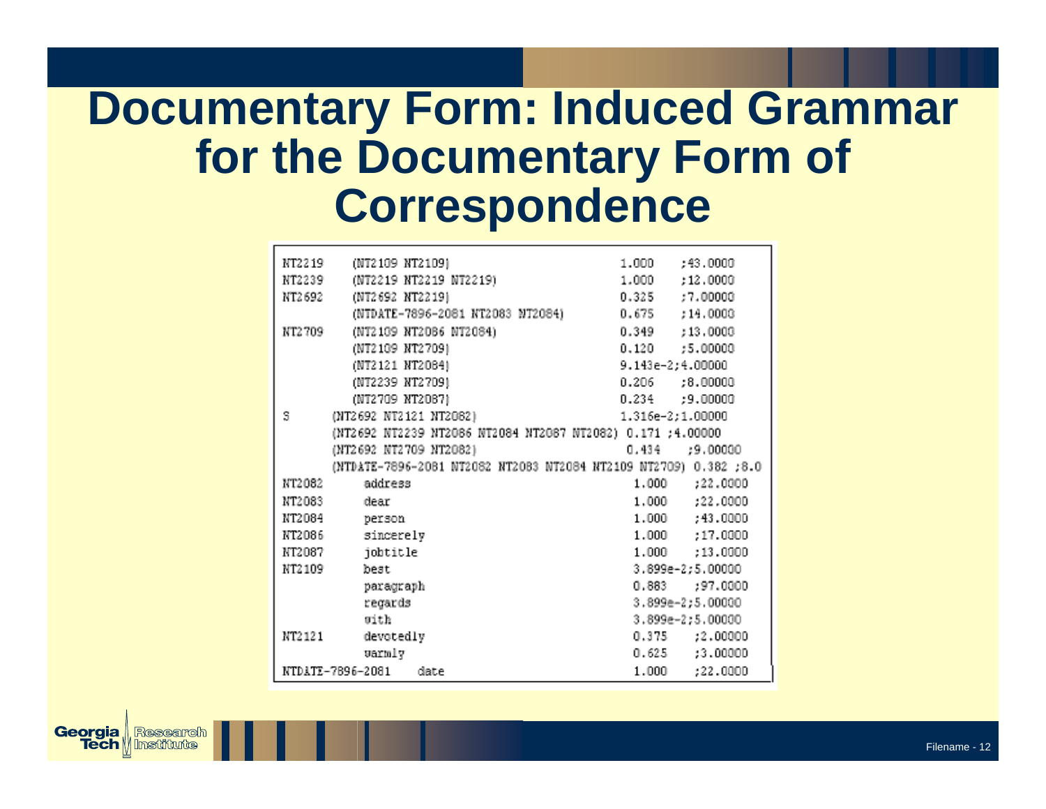# Documentary Form: Induced Grammar for the Documentary Form of Correspondence

```
NT2219     (NT2109 NT2109)                                   1.000     ;43.0000
NT2239     (NT2219 NT2219 NT2219)                            1.000     ;12.0000
NT2692     (NT2692 NT2219)                                   0.325     ;7.00000
           (NTDATE-7896-2081 NT2083 NT2084)                  0.675     ;14.0000
NT2709     (NT2109 NT2086 NT2084)                            0.349     ;13.0000
           (NT2109 NT2709)                                   0.120     ;5.00000
           (NT2121 NT2084)                                   9.143e-2;4.00000
           (NT2239 NT2709)                                   0.206     ;8.00000
           (NT2709 NT2087)                                   0.234     ;9.00000
S        (NT2692 NT2121 NT2082)                              1.316e-2;1.00000
         (NT2692 NT2239 NT2086 NT2084 NT2087 NT2082) 0.171 ;4.00000
         (NT2692 NT2709 NT2082)                              0.434     ;9.00000
         (NTDATE-7896-2081 NT2082 NT2083 NT2084 NT2109 NT2709) 0.382 ;8.0
NT2082       address                                         1.000     ;22.0000
NT2083       dear                                            1.000     ;22.0000
NT2084       person                                          1.000     ;43.0000
NT2086       sincerely                                       1.000     ;17.0000
NT2087       jobtitle                                        1.000     ;13.0000
NT2109       best                                            3.899e-2;5.00000
             paragraph                                       0.883     ;97.0000
             regards                                         3.899e-2;5.00000
             with                                            3.899e-2;5.00000
NT2121       devotedly                                       0.375     ;2.00000
             warmly                                          0.625     ;3.00000
NTDATE-7896-2081    date                                     1.000     ;22.0000
```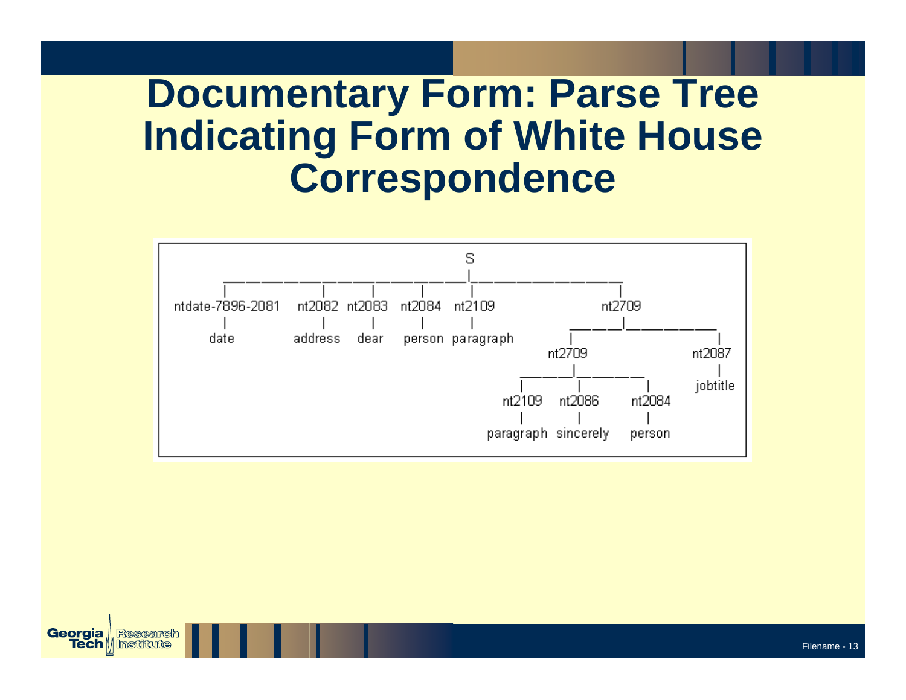# Documentary Form: Parse Tree Indicating Form of White House Correspondence

```
                                              S
   ___________________________________________|______________________
   |                  |       |       |        |                     |
ntdate-7896-2081  nt2082  nt2083  nt2084   nt2109                 nt2709
   |                  |       |       |        |            _________|___________
  date            address   dear   person  paragraph        |                   |
                                                          nt2709              nt2087
                                                 _________|__________          |
                                                 |         |         |      jobtitle
                                              nt2109    nt2086    nt2084
                                                 |         |         |
                                             paragraph sincerely  person
```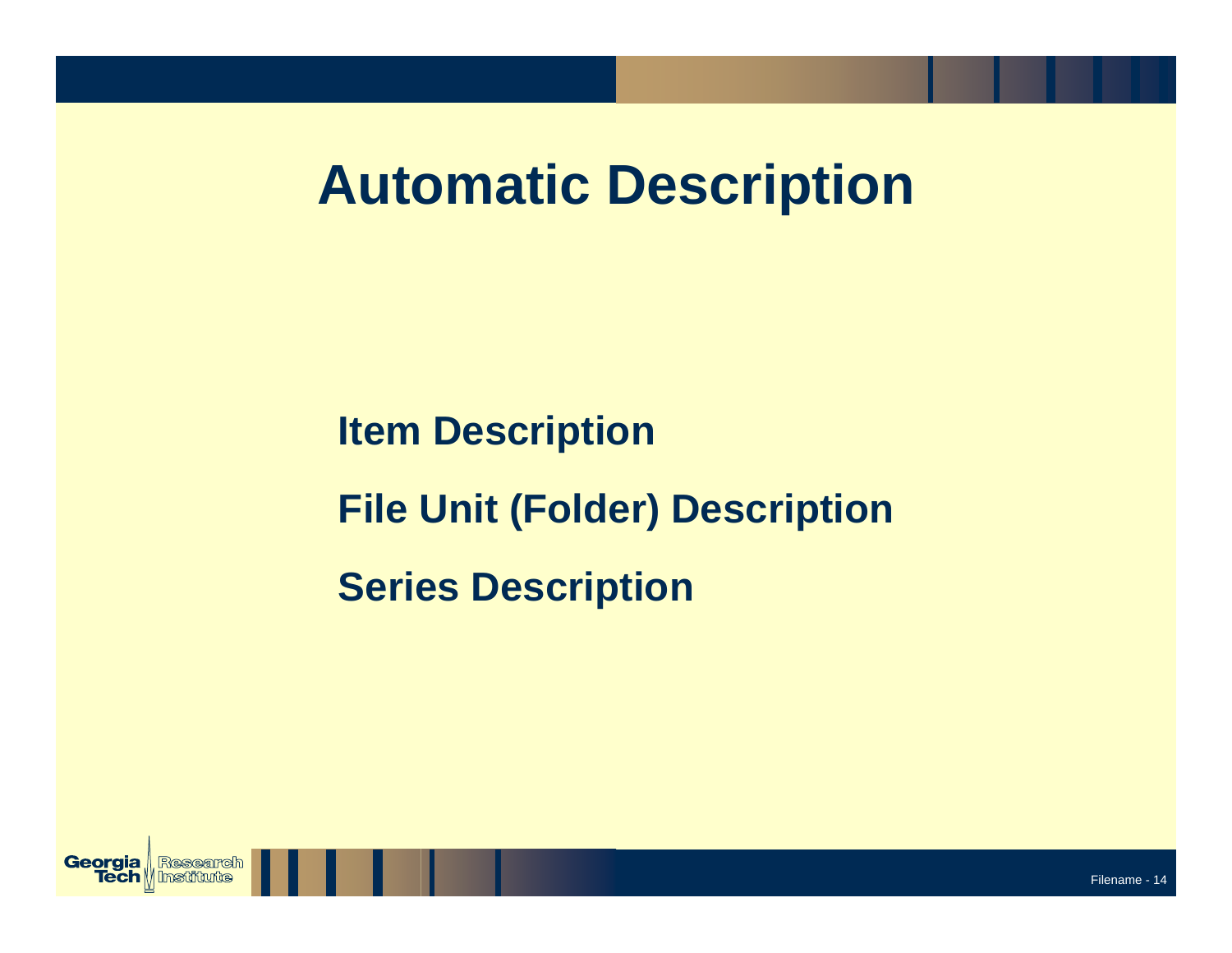# Automatic Description

**Item Description**

**File Unit (Folder) Description**

**Series Description**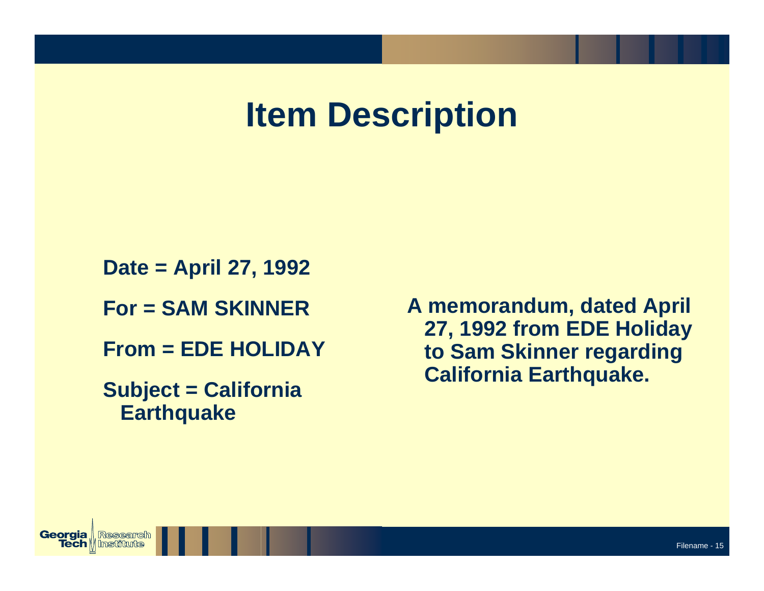# Item Description

Date = April 27, 1992

For = SAM SKINNER

From = EDE HOLIDAY

Subject = California Earthquake

A memorandum, dated April 27, 1992 from EDE Holiday to Sam Skinner regarding California Earthquake.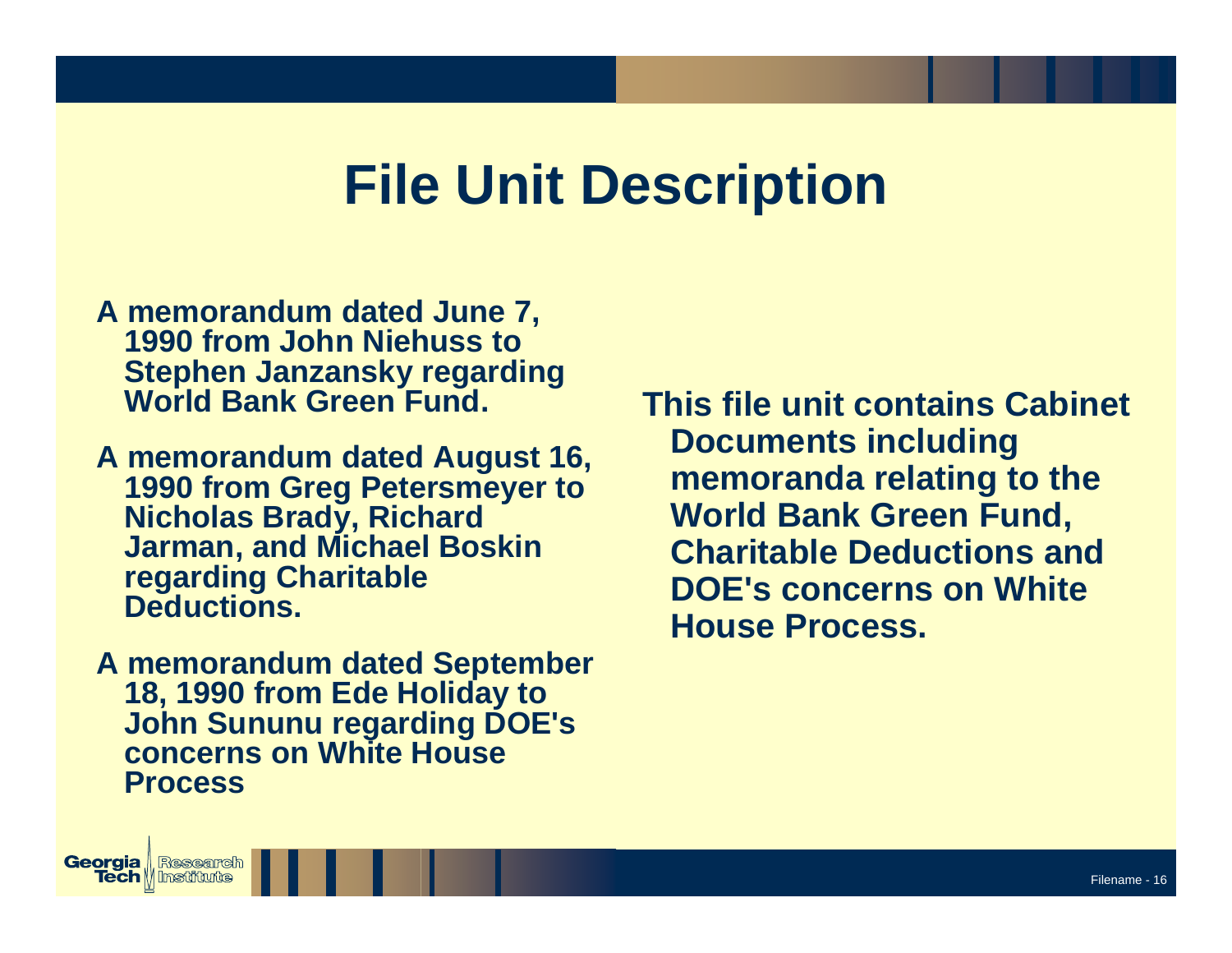# File Unit Description

- A memorandum dated June 7, 1990 from John Niehuss to Stephen Janzansky regarding World Bank Green Fund.
- A memorandum dated August 16, 1990 from Greg Petersmeyer to Nicholas Brady, Richard Jarman, and Michael Boskin regarding Charitable Deductions.
- A memorandum dated September 18, 1990 from Ede Holiday to John Sununu regarding DOE's concerns on White House Process

This file unit contains Cabinet Documents including memoranda relating to the World Bank Green Fund, Charitable Deductions and DOE's concerns on White House Process.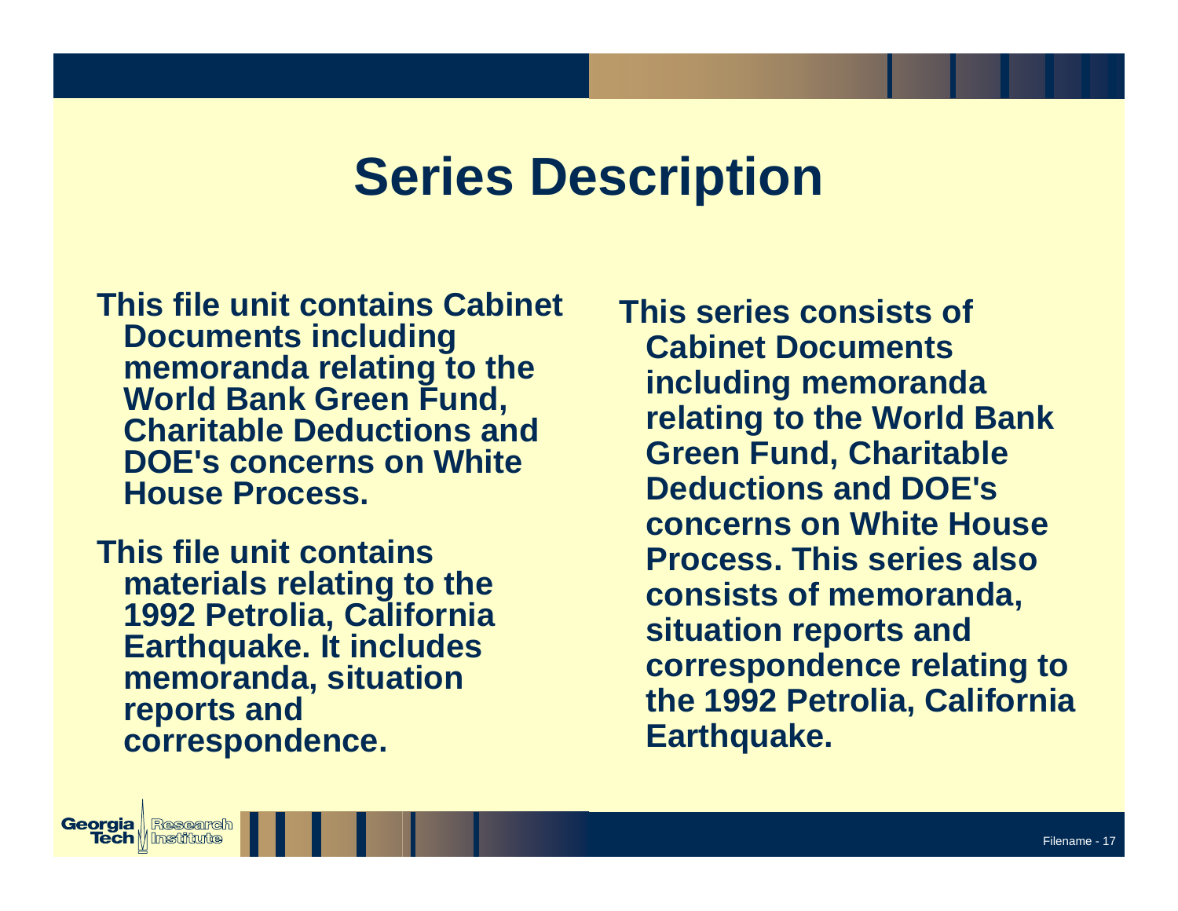# Series Description

This file unit contains Cabinet Documents including memoranda relating to the World Bank Green Fund, Charitable Deductions and DOE's concerns on White House Process.

This file unit contains materials relating to the 1992 Petrolia, California Earthquake. It includes memoranda, situation reports and correspondence.

This series consists of Cabinet Documents including memoranda relating to the World Bank Green Fund, Charitable Deductions and DOE's concerns on White House Process. This series also consists of memoranda, situation reports and correspondence relating to the 1992 Petrolia, California Earthquake.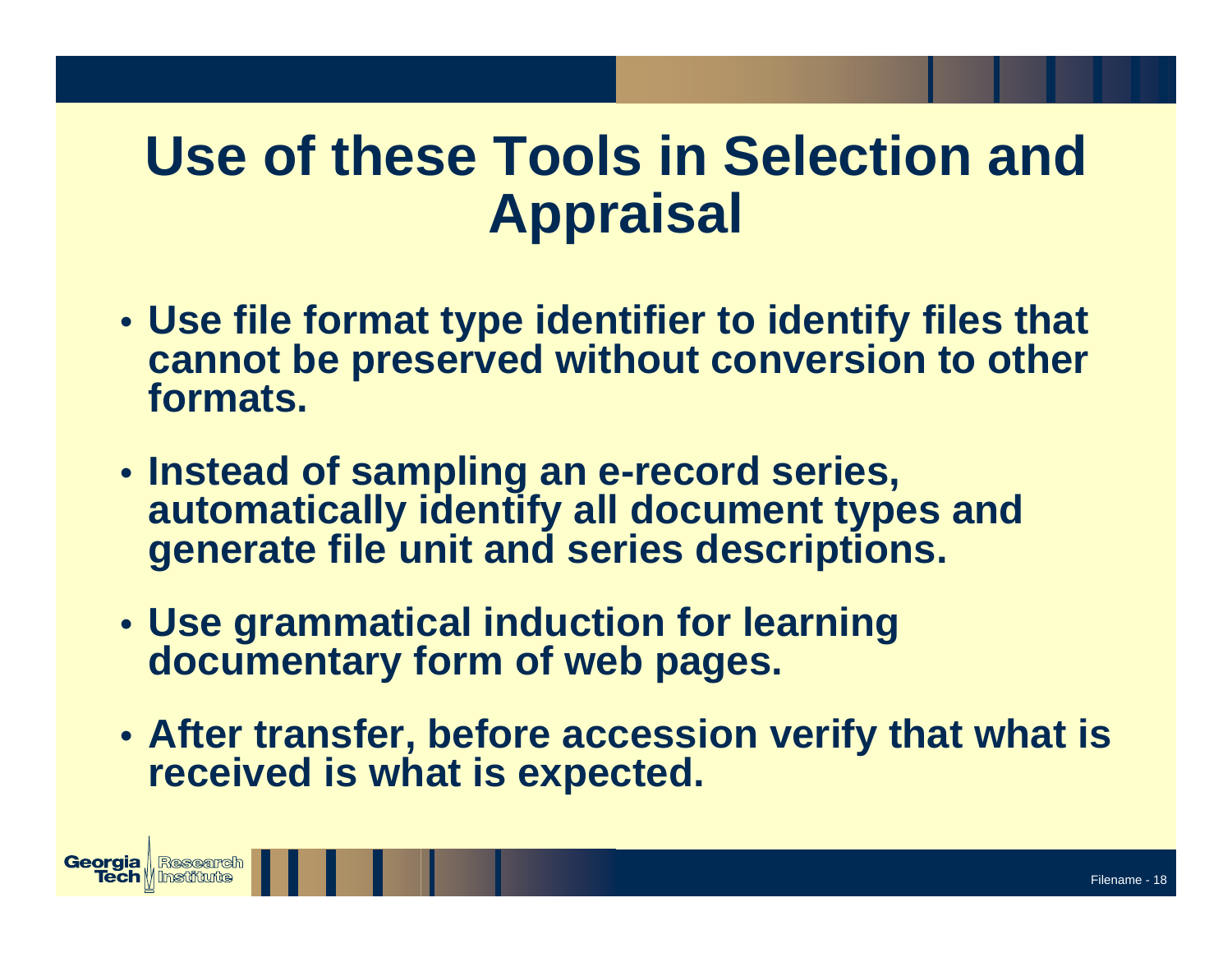# Use of these Tools in Selection and Appraisal

- Use file format type identifier to identify files that cannot be preserved without conversion to other formats.
- Instead of sampling an e-record series, automatically identify all document types and generate file unit and series descriptions.
- Use grammatical induction for learning documentary form of web pages.
- After transfer, before accession verify that what is received is what is expected.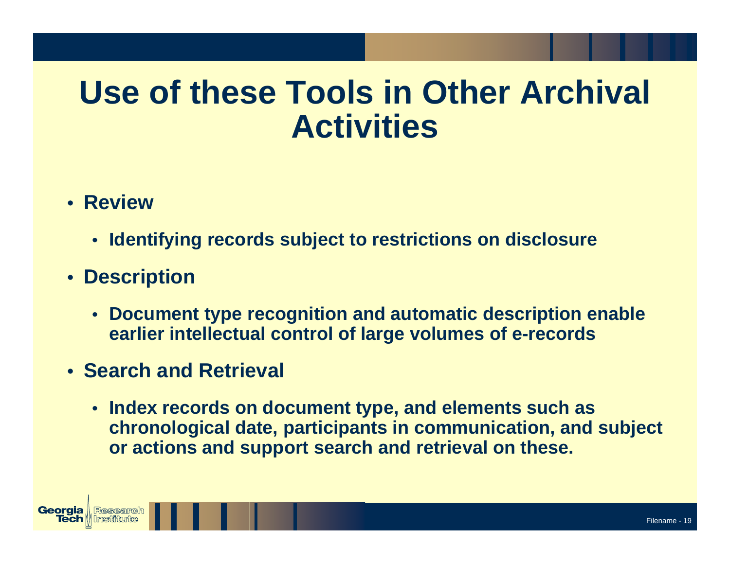# Use of these Tools in Other Archival Activities

- **Review**
  - **Identifying records subject to restrictions on disclosure**
- **Description**
  - **Document type recognition and automatic description enable earlier intellectual control of large volumes of e-records**
- **Search and Retrieval**
  - **Index records on document type, and elements such as chronological date, participants in communication, and subject or actions and support search and retrieval on these.**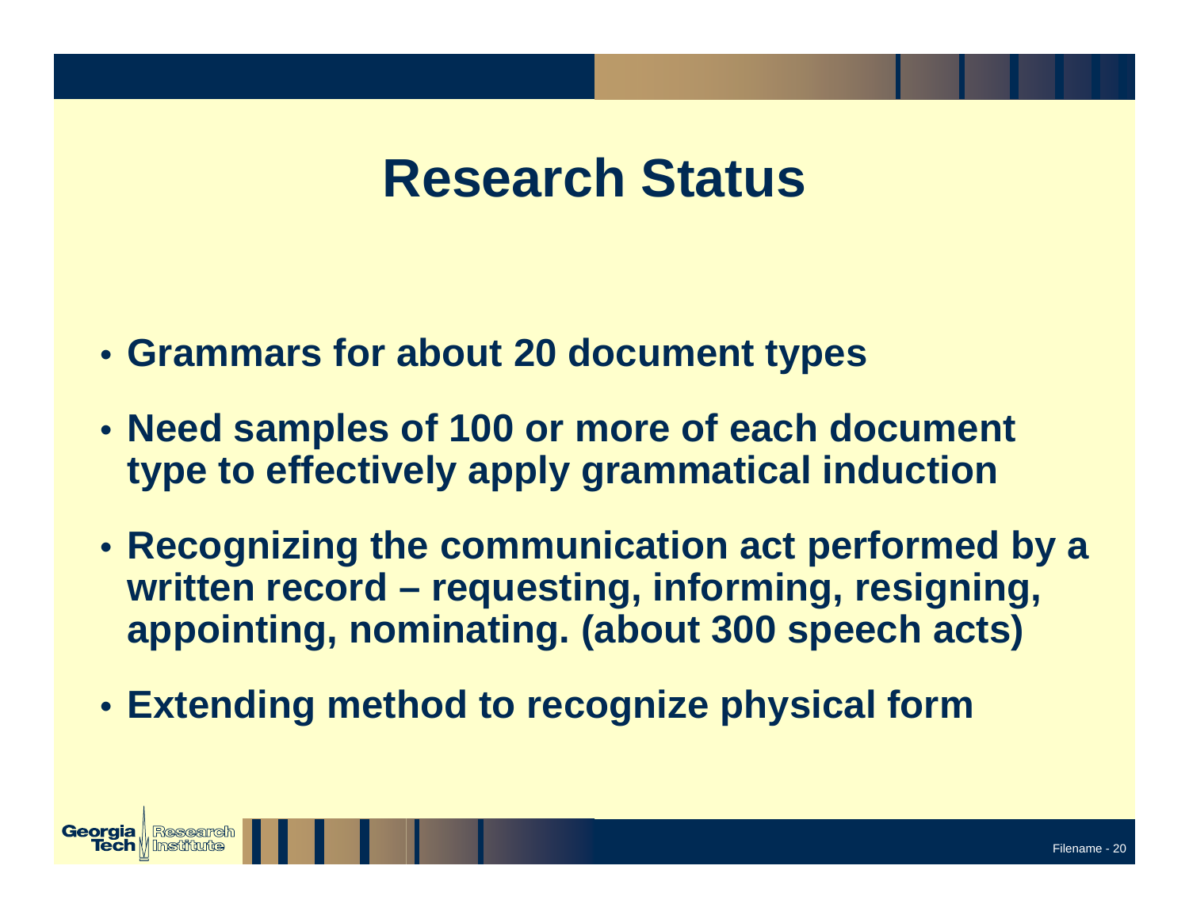# Research Status

- **Grammars for about 20 document types**
- **Need samples of 100 or more of each document type to effectively apply grammatical induction**
- **Recognizing the communication act performed by a written record – requesting, informing, resigning, appointing, nominating. (about 300 speech acts)**
- **Extending method to recognize physical form**